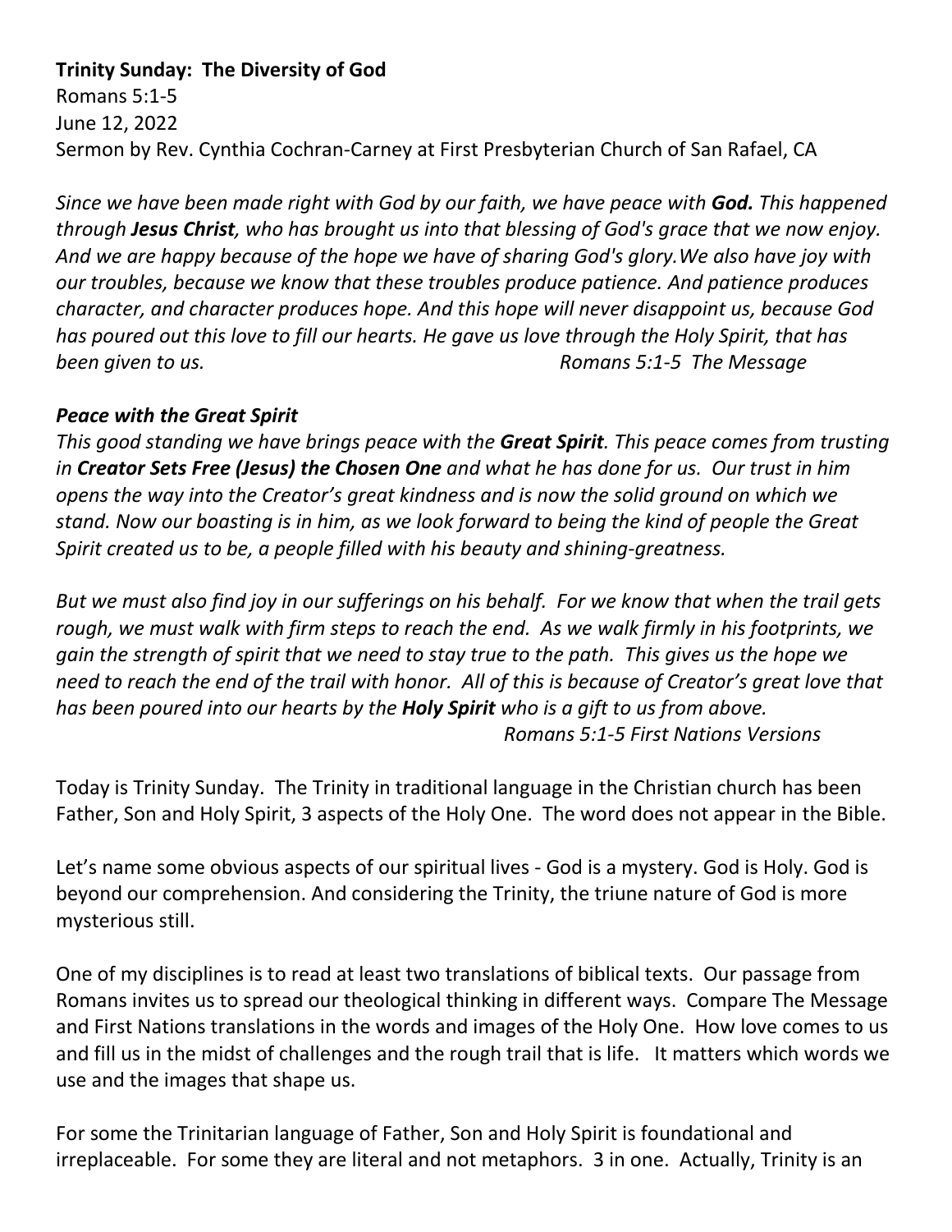**Trinity Sunday: The Diversity of God**
Romans 5:1-5
June 12, 2022
Sermon by Rev. Cynthia Cochran-Carney at First Presbyterian Church of San Rafael, CA

*Since we have been made right with God by our faith, we have peace with **God.** This happened through **Jesus Christ**, who has brought us into that blessing of God's grace that we now enjoy. And we are happy because of the hope we have of sharing God's glory.We also have joy with our troubles, because we know that these troubles produce patience. And patience produces character, and character produces hope. And this hope will never disappoint us, because God has poured out this love to fill our hearts. He gave us love through the Holy Spirit, that has been given to us.* *Romans 5:1-5 The Message*

***Peace with the Great Spirit***
*This good standing we have brings peace with the **Great Spirit**. This peace comes from trusting in **Creator Sets Free (Jesus) the Chosen One** and what he has done for us. Our trust in him opens the way into the Creator's great kindness and is now the solid ground on which we stand. Now our boasting is in him, as we look forward to being the kind of people the Great Spirit created us to be, a people filled with his beauty and shining-greatness.*

*But we must also find joy in our sufferings on his behalf. For we know that when the trail gets rough, we must walk with firm steps to reach the end. As we walk firmly in his footprints, we gain the strength of spirit that we need to stay true to the path. This gives us the hope we need to reach the end of the trail with honor. All of this is because of Creator's great love that has been poured into our hearts by the **Holy Spirit** who is a gift to us from above.*
*Romans 5:1-5 First Nations Versions*

Today is Trinity Sunday. The Trinity in traditional language in the Christian church has been Father, Son and Holy Spirit, 3 aspects of the Holy One. The word does not appear in the Bible.

Let's name some obvious aspects of our spiritual lives - God is a mystery. God is Holy. God is beyond our comprehension. And considering the Trinity, the triune nature of God is more mysterious still.

One of my disciplines is to read at least two translations of biblical texts. Our passage from Romans invites us to spread our theological thinking in different ways. Compare The Message and First Nations translations in the words and images of the Holy One. How love comes to us and fill us in the midst of challenges and the rough trail that is life. It matters which words we use and the images that shape us.

For some the Trinitarian language of Father, Son and Holy Spirit is foundational and irreplaceable. For some they are literal and not metaphors. 3 in one. Actually, Trinity is an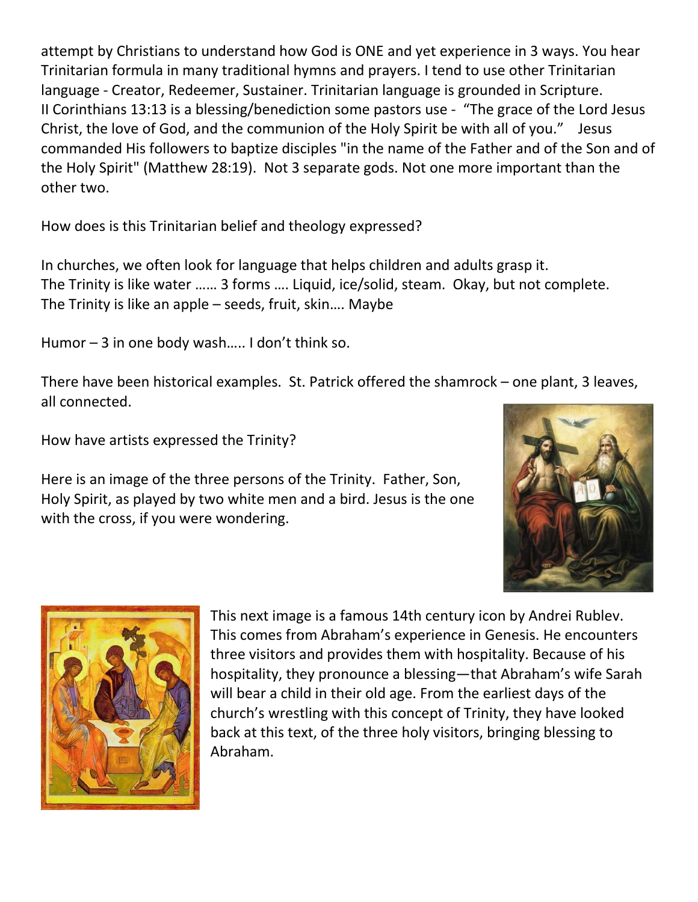attempt by Christians to understand how God is ONE and yet experience in 3 ways. You hear Trinitarian formula in many traditional hymns and prayers. I tend to use other Trinitarian language - Creator, Redeemer, Sustainer. Trinitarian language is grounded in Scripture. II Corinthians 13:13 is a blessing/benediction some pastors use - "The grace of the Lord Jesus Christ, the love of God, and the communion of the Holy Spirit be with all of you." Jesus commanded His followers to baptize disciples "in the name of the Father and of the Son and of the Holy Spirit" (Matthew 28:19). Not 3 separate gods. Not one more important than the other two.

How does is this Trinitarian belief and theology expressed?

In churches, we often look for language that helps children and adults grasp it.
The Trinity is like water …… 3 forms …. Liquid, ice/solid, steam. Okay, but not complete.
The Trinity is like an apple – seeds, fruit, skin…. Maybe

Humor – 3 in one body wash….. I don't think so.

There have been historical examples. St. Patrick offered the shamrock – one plant, 3 leaves, all connected.

How have artists expressed the Trinity?

Here is an image of the three persons of the Trinity. Father, Son, Holy Spirit, as played by two white men and a bird. Jesus is the one with the cross, if you were wondering.

This next image is a famous 14th century icon by Andrei Rublev. This comes from Abraham's experience in Genesis. He encounters three visitors and provides them with hospitality. Because of his hospitality, they pronounce a blessing—that Abraham's wife Sarah will bear a child in their old age. From the earliest days of the church's wrestling with this concept of Trinity, they have looked back at this text, of the three holy visitors, bringing blessing to Abraham.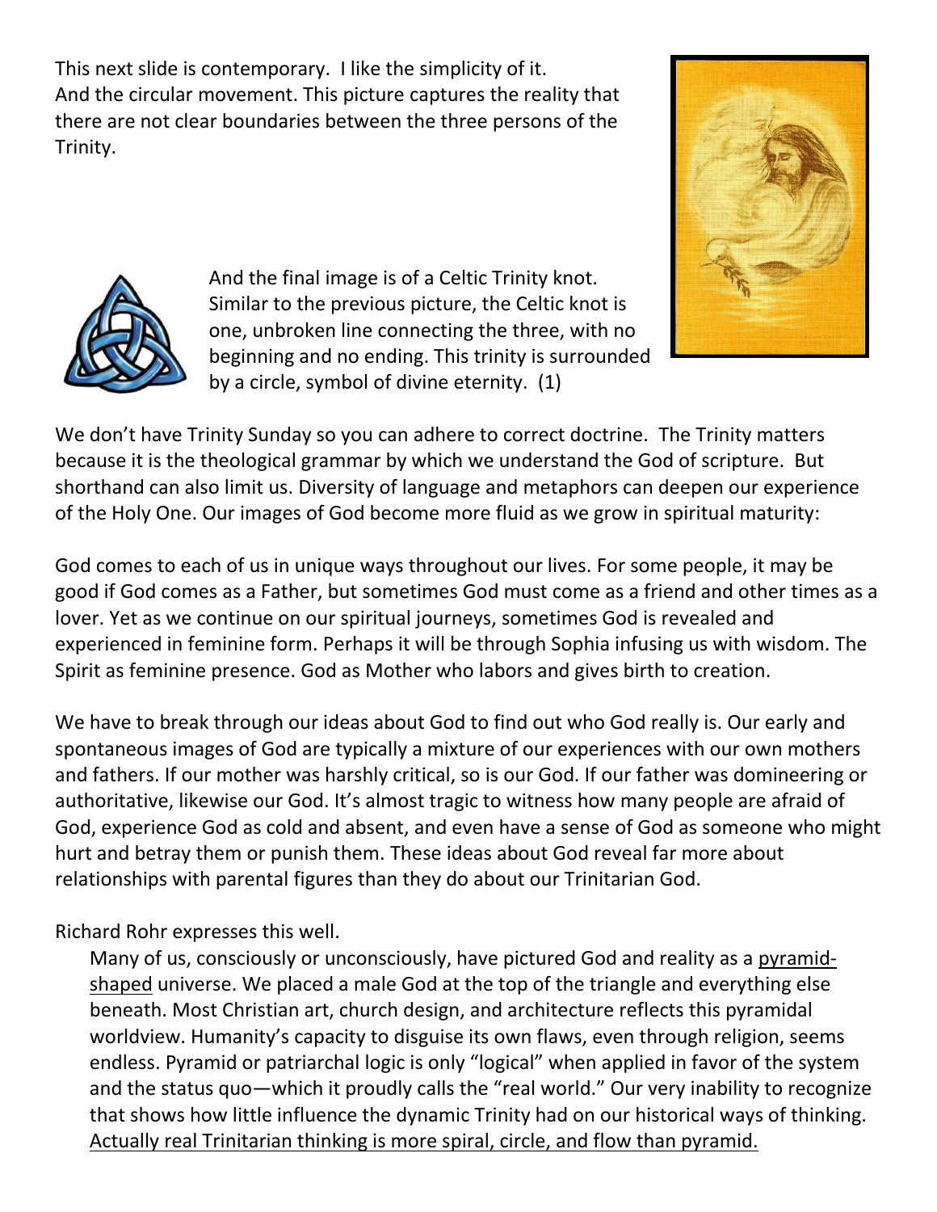This next slide is contemporary. I like the simplicity of it. And the circular movement. This picture captures the reality that there are not clear boundaries between the three persons of the Trinity.

And the final image is of a Celtic Trinity knot. Similar to the previous picture, the Celtic knot is one, unbroken line connecting the three, with no beginning and no ending. This trinity is surrounded by a circle, symbol of divine eternity. (1)

We don't have Trinity Sunday so you can adhere to correct doctrine. The Trinity matters because it is the theological grammar by which we understand the God of scripture. But shorthand can also limit us. Diversity of language and metaphors can deepen our experience of the Holy One. Our images of God become more fluid as we grow in spiritual maturity:

God comes to each of us in unique ways throughout our lives. For some people, it may be good if God comes as a Father, but sometimes God must come as a friend and other times as a lover. Yet as we continue on our spiritual journeys, sometimes God is revealed and experienced in feminine form. Perhaps it will be through Sophia infusing us with wisdom. The Spirit as feminine presence. God as Mother who labors and gives birth to creation.

We have to break through our ideas about God to find out who God really is. Our early and spontaneous images of God are typically a mixture of our experiences with our own mothers and fathers. If our mother was harshly critical, so is our God. If our father was domineering or authoritative, likewise our God. It's almost tragic to witness how many people are afraid of God, experience God as cold and absent, and even have a sense of God as someone who might hurt and betray them or punish them. These ideas about God reveal far more about relationships with parental figures than they do about our Trinitarian God.

Richard Rohr expresses this well.

> Many of us, consciously or unconsciously, have pictured God and reality as a <u>pyramid-shaped</u> universe. We placed a male God at the top of the triangle and everything else beneath. Most Christian art, church design, and architecture reflects this pyramidal worldview. Humanity's capacity to disguise its own flaws, even through religion, seems endless. Pyramid or patriarchal logic is only "logical" when applied in favor of the system and the status quo—which it proudly calls the "real world." Our very inability to recognize that shows how little influence the dynamic Trinity had on our historical ways of thinking. <u>Actually real Trinitarian thinking is more spiral, circle, and flow than pyramid.</u>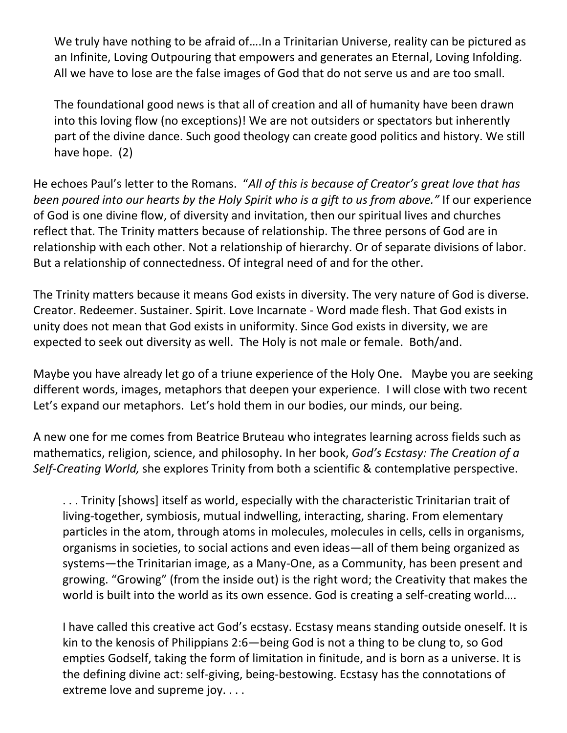> We truly have nothing to be afraid of….In a Trinitarian Universe, reality can be pictured as an Infinite, Loving Outpouring that empowers and generates an Eternal, Loving Infolding. All we have to lose are the false images of God that do not serve us and are too small.
>
> The foundational good news is that all of creation and all of humanity have been drawn into this loving flow (no exceptions)! We are not outsiders or spectators but inherently part of the divine dance. Such good theology can create good politics and history. We still have hope. (2)

He echoes Paul's letter to the Romans. "*All of this is because of Creator's great love that has been poured into our hearts by the Holy Spirit who is a gift to us from above.*" If our experience of God is one divine flow, of diversity and invitation, then our spiritual lives and churches reflect that. The Trinity matters because of relationship. The three persons of God are in relationship with each other. Not a relationship of hierarchy. Or of separate divisions of labor. But a relationship of connectedness. Of integral need of and for the other.

The Trinity matters because it means God exists in diversity. The very nature of God is diverse. Creator. Redeemer. Sustainer. Spirit. Love Incarnate - Word made flesh. That God exists in unity does not mean that God exists in uniformity. Since God exists in diversity, we are expected to seek out diversity as well. The Holy is not male or female. Both/and.

Maybe you have already let go of a triune experience of the Holy One. Maybe you are seeking different words, images, metaphors that deepen your experience. I will close with two recent Let's expand our metaphors. Let's hold them in our bodies, our minds, our being.

A new one for me comes from Beatrice Bruteau who integrates learning across fields such as mathematics, religion, science, and philosophy. In her book, *God's Ecstasy: The Creation of a Self-Creating World,* she explores Trinity from both a scientific & contemplative perspective.

> . . . Trinity [shows] itself as world, especially with the characteristic Trinitarian trait of living-together, symbiosis, mutual indwelling, interacting, sharing. From elementary particles in the atom, through atoms in molecules, molecules in cells, cells in organisms, organisms in societies, to social actions and even ideas—all of them being organized as systems—the Trinitarian image, as a Many-One, as a Community, has been present and growing. "Growing" (from the inside out) is the right word; the Creativity that makes the world is built into the world as its own essence. God is creating a self-creating world….
>
> I have called this creative act God's ecstasy. Ecstasy means standing outside oneself. It is kin to the kenosis of Philippians 2:6—being God is not a thing to be clung to, so God empties Godself, taking the form of limitation in finitude, and is born as a universe. It is the defining divine act: self-giving, being-bestowing. Ecstasy has the connotations of extreme love and supreme joy. . . .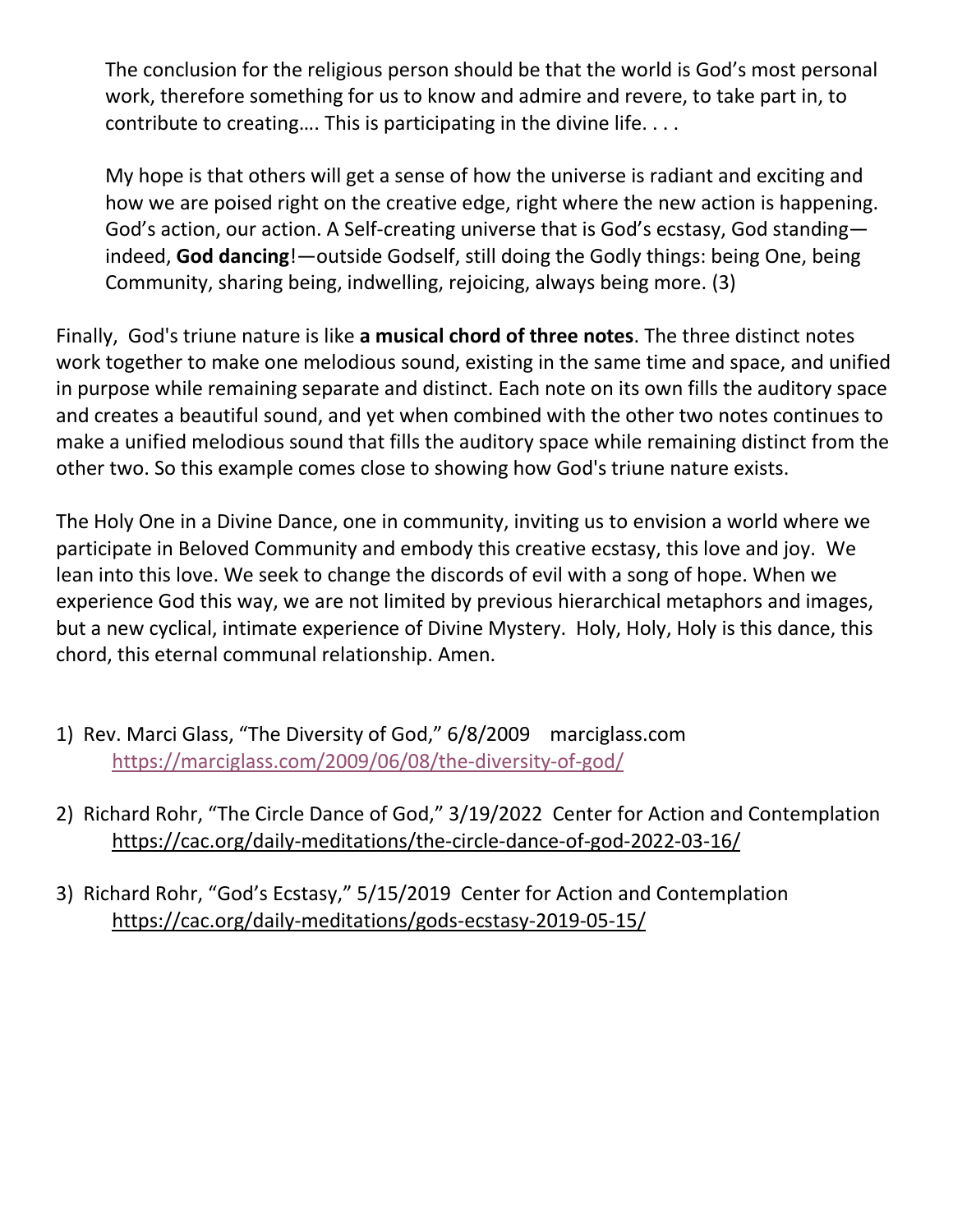> The conclusion for the religious person should be that the world is God's most personal work, therefore something for us to know and admire and revere, to take part in, to contribute to creating…. This is participating in the divine life. . . .
>
> My hope is that others will get a sense of how the universe is radiant and exciting and how we are poised right on the creative edge, right where the new action is happening. God's action, our action. A Self-creating universe that is God's ecstasy, God standing—indeed, **God dancing**!—outside Godself, still doing the Godly things: being One, being Community, sharing being, indwelling, rejoicing, always being more. (3)

Finally, God's triune nature is like **a musical chord of three notes**. The three distinct notes work together to make one melodious sound, existing in the same time and space, and unified in purpose while remaining separate and distinct. Each note on its own fills the auditory space and creates a beautiful sound, and yet when combined with the other two notes continues to make a unified melodious sound that fills the auditory space while remaining distinct from the other two. So this example comes close to showing how God's triune nature exists.

The Holy One in a Divine Dance, one in community, inviting us to envision a world where we participate in Beloved Community and embody this creative ecstasy, this love and joy. We lean into this love. We seek to change the discords of evil with a song of hope. When we experience God this way, we are not limited by previous hierarchical metaphors and images, but a new cyclical, intimate experience of Divine Mystery. Holy, Holy, Holy is this dance, this chord, this eternal communal relationship. Amen.

1) Rev. Marci Glass, "The Diversity of God," 6/8/2009 marciglass.com
   https://marciglass.com/2009/06/08/the-diversity-of-god/

2) Richard Rohr, "The Circle Dance of God," 3/19/2022 Center for Action and Contemplation
   https://cac.org/daily-meditations/the-circle-dance-of-god-2022-03-16/

3) Richard Rohr, "God's Ecstasy," 5/15/2019 Center for Action and Contemplation
   https://cac.org/daily-meditations/gods-ecstasy-2019-05-15/